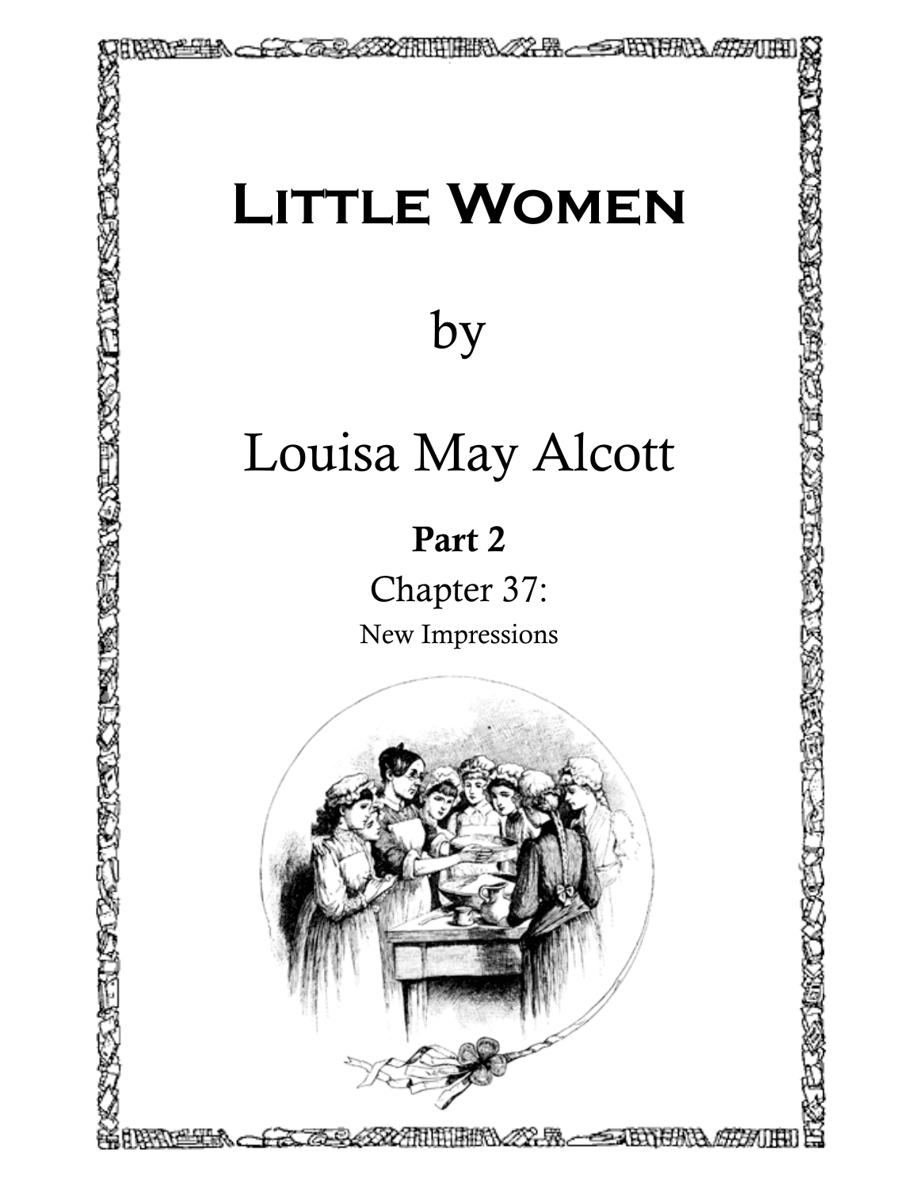# Little Women

by

Louisa May Alcott

**Part 2**

Chapter 37:

New Impressions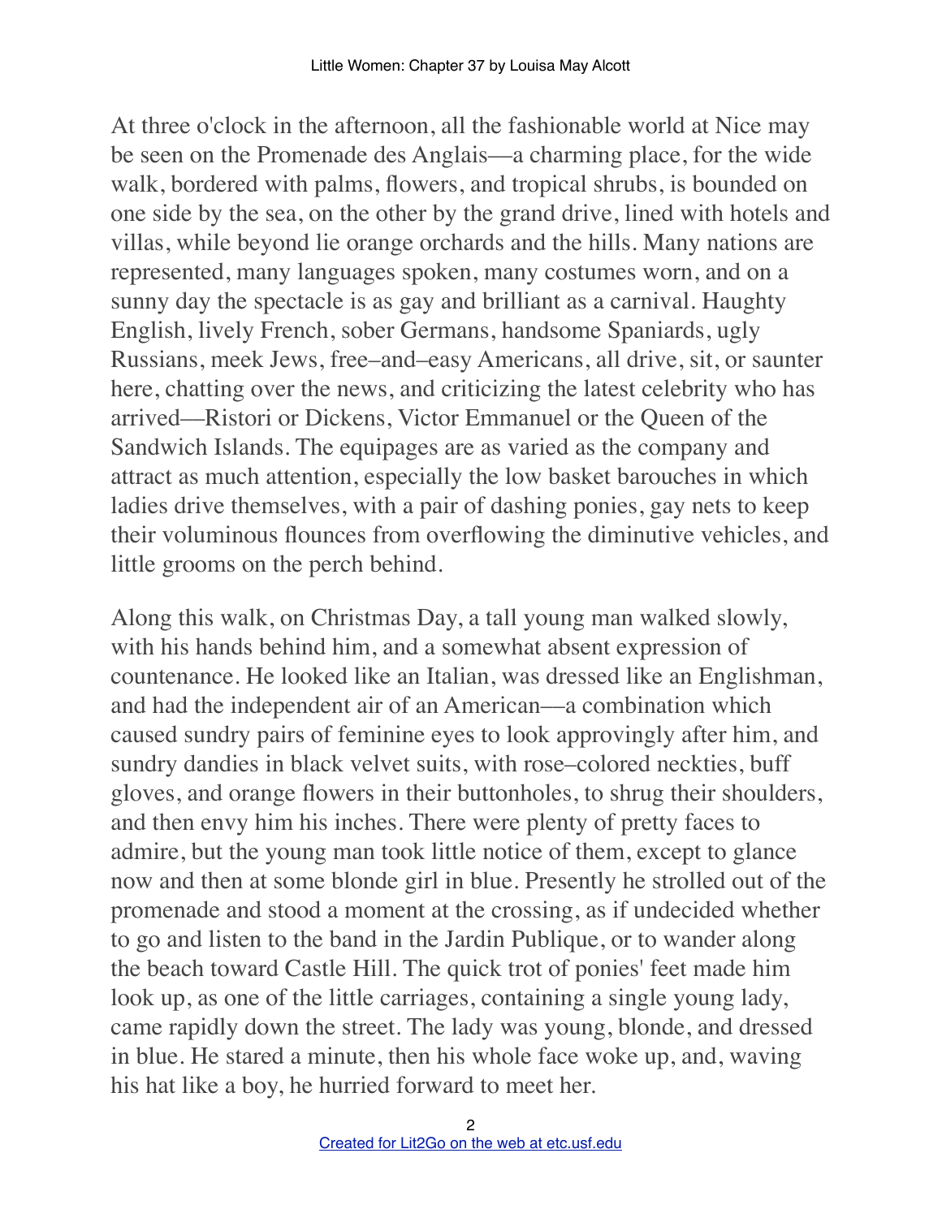At three o'clock in the afternoon, all the fashionable world at Nice may be seen on the Promenade des Anglais—a charming place, for the wide walk, bordered with palms, flowers, and tropical shrubs, is bounded on one side by the sea, on the other by the grand drive, lined with hotels and villas, while beyond lie orange orchards and the hills. Many nations are represented, many languages spoken, many costumes worn, and on a sunny day the spectacle is as gay and brilliant as a carnival. Haughty English, lively French, sober Germans, handsome Spaniards, ugly Russians, meek Jews, free–and–easy Americans, all drive, sit, or saunter here, chatting over the news, and criticizing the latest celebrity who has arrived—Ristori or Dickens, Victor Emmanuel or the Queen of the Sandwich Islands. The equipages are as varied as the company and attract as much attention, especially the low basket barouches in which ladies drive themselves, with a pair of dashing ponies, gay nets to keep their voluminous flounces from overflowing the diminutive vehicles, and little grooms on the perch behind.

Along this walk, on Christmas Day, a tall young man walked slowly, with his hands behind him, and a somewhat absent expression of countenance. He looked like an Italian, was dressed like an Englishman, and had the independent air of an American—a combination which caused sundry pairs of feminine eyes to look approvingly after him, and sundry dandies in black velvet suits, with rose–colored neckties, buff gloves, and orange flowers in their buttonholes, to shrug their shoulders, and then envy him his inches. There were plenty of pretty faces to admire, but the young man took little notice of them, except to glance now and then at some blonde girl in blue. Presently he strolled out of the promenade and stood a moment at the crossing, as if undecided whether to go and listen to the band in the Jardin Publique, or to wander along the beach toward Castle Hill. The quick trot of ponies' feet made him look up, as one of the little carriages, containing a single young lady, came rapidly down the street. The lady was young, blonde, and dressed in blue. He stared a minute, then his whole face woke up, and, waving his hat like a boy, he hurried forward to meet her.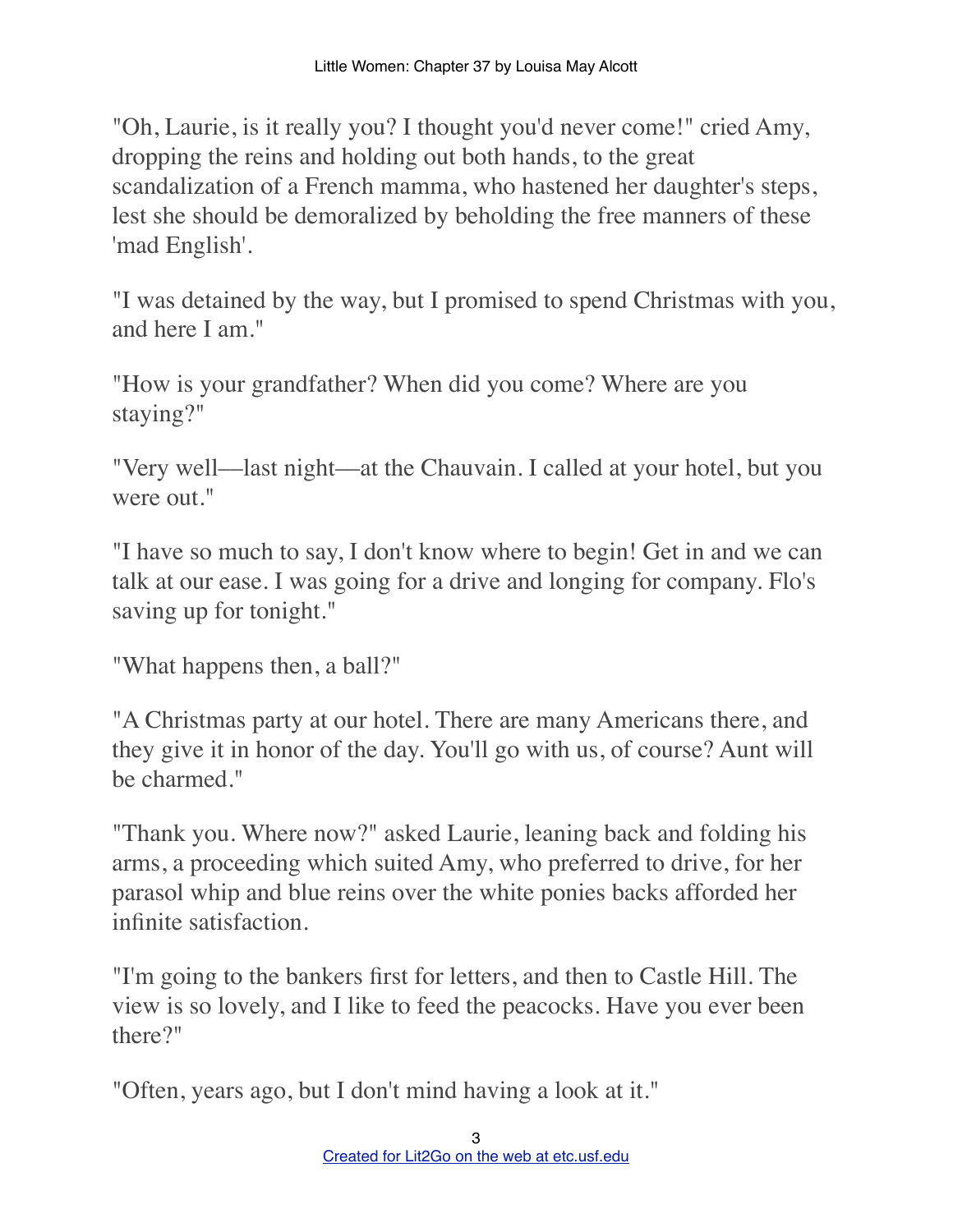"Oh, Laurie, is it really you? I thought you'd never come!" cried Amy, dropping the reins and holding out both hands, to the great scandalization of a French mamma, who hastened her daughter's steps, lest she should be demoralized by beholding the free manners of these 'mad English'.

"I was detained by the way, but I promised to spend Christmas with you, and here I am."

"How is your grandfather? When did you come? Where are you staying?"

"Very well—last night—at the Chauvain. I called at your hotel, but you were out."

"I have so much to say, I don't know where to begin! Get in and we can talk at our ease. I was going for a drive and longing for company. Flo's saving up for tonight."

"What happens then, a ball?"

"A Christmas party at our hotel. There are many Americans there, and they give it in honor of the day. You'll go with us, of course? Aunt will be charmed."

"Thank you. Where now?" asked Laurie, leaning back and folding his arms, a proceeding which suited Amy, who preferred to drive, for her parasol whip and blue reins over the white ponies backs afforded her infinite satisfaction.

"I'm going to the bankers first for letters, and then to Castle Hill. The view is so lovely, and I like to feed the peacocks. Have you ever been there?"

"Often, years ago, but I don't mind having a look at it."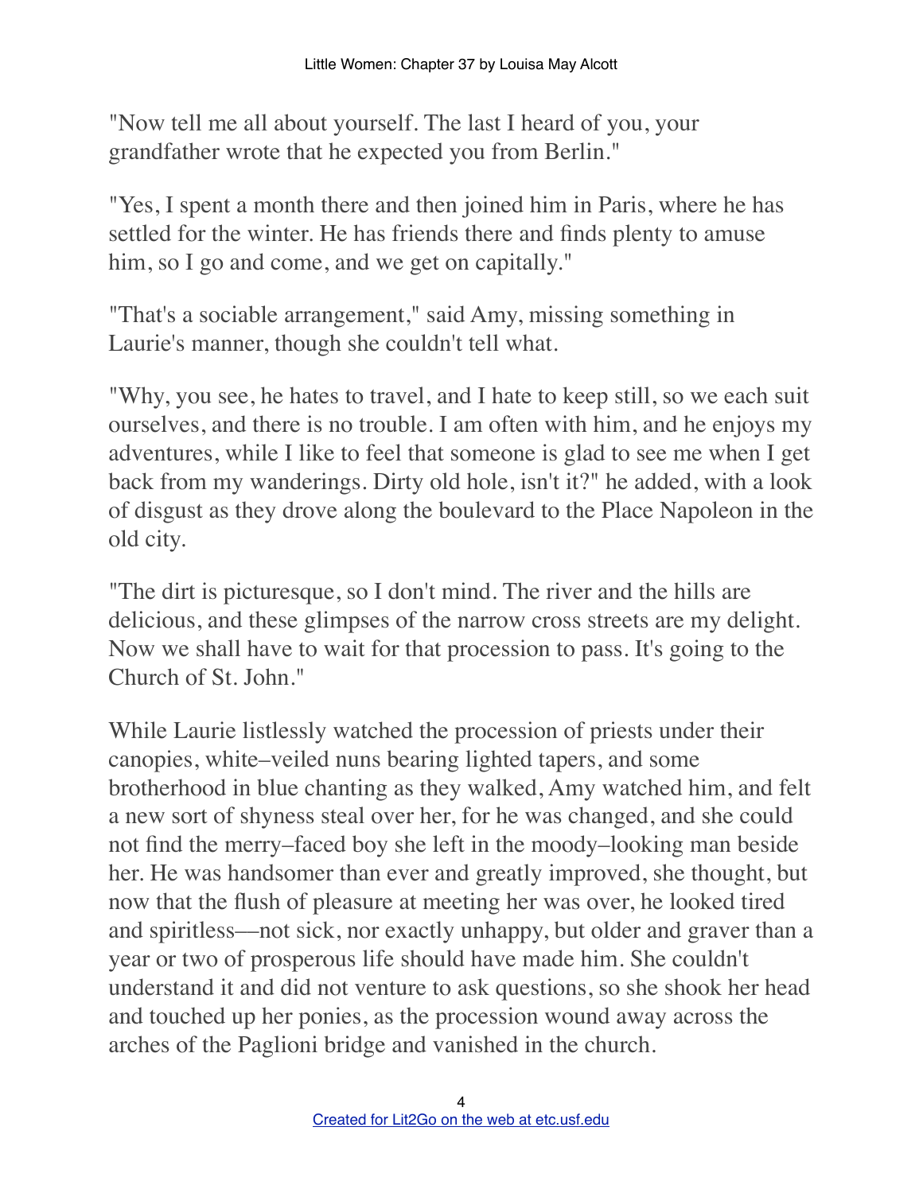"Now tell me all about yourself. The last I heard of you, your grandfather wrote that he expected you from Berlin."

"Yes, I spent a month there and then joined him in Paris, where he has settled for the winter. He has friends there and finds plenty to amuse him, so I go and come, and we get on capitally."

"That's a sociable arrangement," said Amy, missing something in Laurie's manner, though she couldn't tell what.

"Why, you see, he hates to travel, and I hate to keep still, so we each suit ourselves, and there is no trouble. I am often with him, and he enjoys my adventures, while I like to feel that someone is glad to see me when I get back from my wanderings. Dirty old hole, isn't it?" he added, with a look of disgust as they drove along the boulevard to the Place Napoleon in the old city.

"The dirt is picturesque, so I don't mind. The river and the hills are delicious, and these glimpses of the narrow cross streets are my delight. Now we shall have to wait for that procession to pass. It's going to the Church of St. John."

While Laurie listlessly watched the procession of priests under their canopies, white–veiled nuns bearing lighted tapers, and some brotherhood in blue chanting as they walked, Amy watched him, and felt a new sort of shyness steal over her, for he was changed, and she could not find the merry–faced boy she left in the moody–looking man beside her. He was handsomer than ever and greatly improved, she thought, but now that the flush of pleasure at meeting her was over, he looked tired and spiritless—not sick, nor exactly unhappy, but older and graver than a year or two of prosperous life should have made him. She couldn't understand it and did not venture to ask questions, so she shook her head and touched up her ponies, as the procession wound away across the arches of the Paglioni bridge and vanished in the church.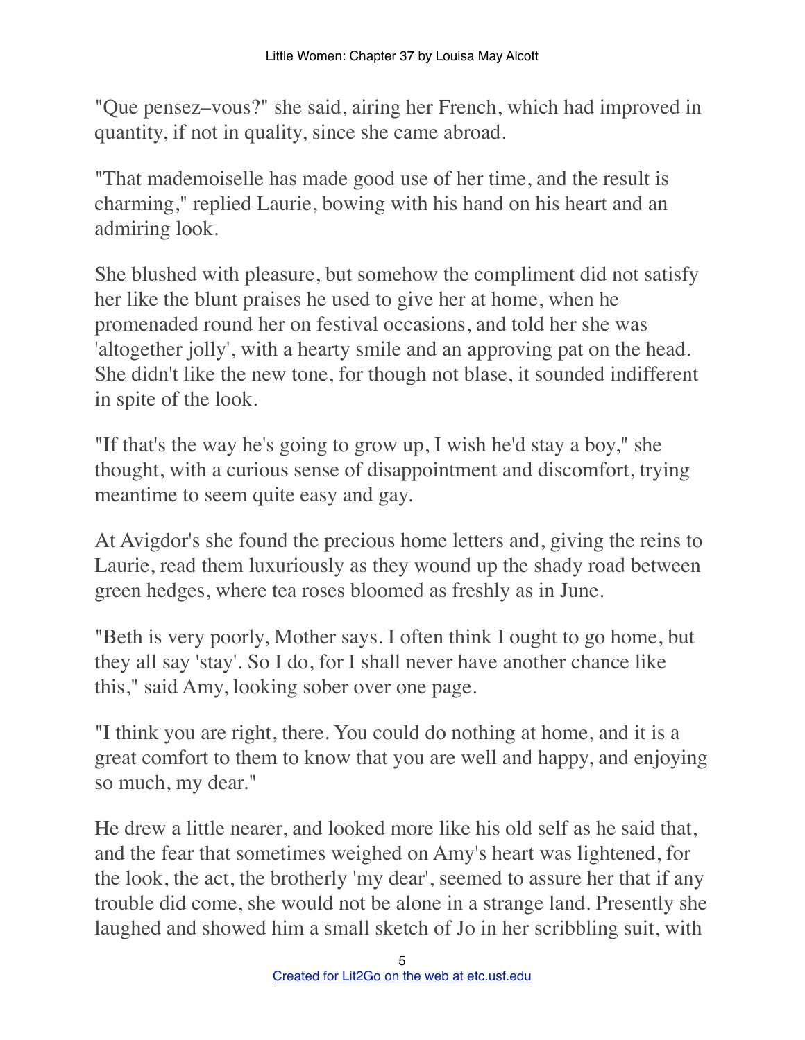"Que pensez–vous?" she said, airing her French, which had improved in quantity, if not in quality, since she came abroad.

"That mademoiselle has made good use of her time, and the result is charming," replied Laurie, bowing with his hand on his heart and an admiring look.

She blushed with pleasure, but somehow the compliment did not satisfy her like the blunt praises he used to give her at home, when he promenaded round her on festival occasions, and told her she was 'altogether jolly', with a hearty smile and an approving pat on the head. She didn't like the new tone, for though not blase, it sounded indifferent in spite of the look.

"If that's the way he's going to grow up, I wish he'd stay a boy," she thought, with a curious sense of disappointment and discomfort, trying meantime to seem quite easy and gay.

At Avigdor's she found the precious home letters and, giving the reins to Laurie, read them luxuriously as they wound up the shady road between green hedges, where tea roses bloomed as freshly as in June.

"Beth is very poorly, Mother says. I often think I ought to go home, but they all say 'stay'. So I do, for I shall never have another chance like this," said Amy, looking sober over one page.

"I think you are right, there. You could do nothing at home, and it is a great comfort to them to know that you are well and happy, and enjoying so much, my dear."

He drew a little nearer, and looked more like his old self as he said that, and the fear that sometimes weighed on Amy's heart was lightened, for the look, the act, the brotherly 'my dear', seemed to assure her that if any trouble did come, she would not be alone in a strange land. Presently she laughed and showed him a small sketch of Jo in her scribbling suit, with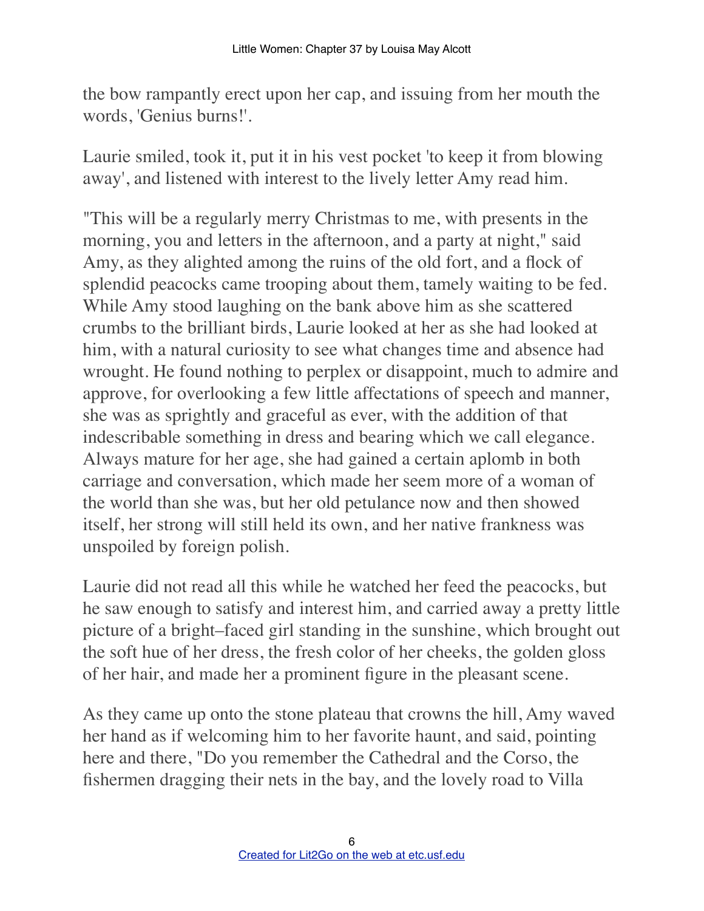the bow rampantly erect upon her cap, and issuing from her mouth the words, 'Genius burns!'.

Laurie smiled, took it, put it in his vest pocket 'to keep it from blowing away', and listened with interest to the lively letter Amy read him.

"This will be a regularly merry Christmas to me, with presents in the morning, you and letters in the afternoon, and a party at night," said Amy, as they alighted among the ruins of the old fort, and a flock of splendid peacocks came trooping about them, tamely waiting to be fed. While Amy stood laughing on the bank above him as she scattered crumbs to the brilliant birds, Laurie looked at her as she had looked at him, with a natural curiosity to see what changes time and absence had wrought. He found nothing to perplex or disappoint, much to admire and approve, for overlooking a few little affectations of speech and manner, she was as sprightly and graceful as ever, with the addition of that indescribable something in dress and bearing which we call elegance. Always mature for her age, she had gained a certain aplomb in both carriage and conversation, which made her seem more of a woman of the world than she was, but her old petulance now and then showed itself, her strong will still held its own, and her native frankness was unspoiled by foreign polish.

Laurie did not read all this while he watched her feed the peacocks, but he saw enough to satisfy and interest him, and carried away a pretty little picture of a bright–faced girl standing in the sunshine, which brought out the soft hue of her dress, the fresh color of her cheeks, the golden gloss of her hair, and made her a prominent figure in the pleasant scene.

As they came up onto the stone plateau that crowns the hill, Amy waved her hand as if welcoming him to her favorite haunt, and said, pointing here and there, "Do you remember the Cathedral and the Corso, the fishermen dragging their nets in the bay, and the lovely road to Villa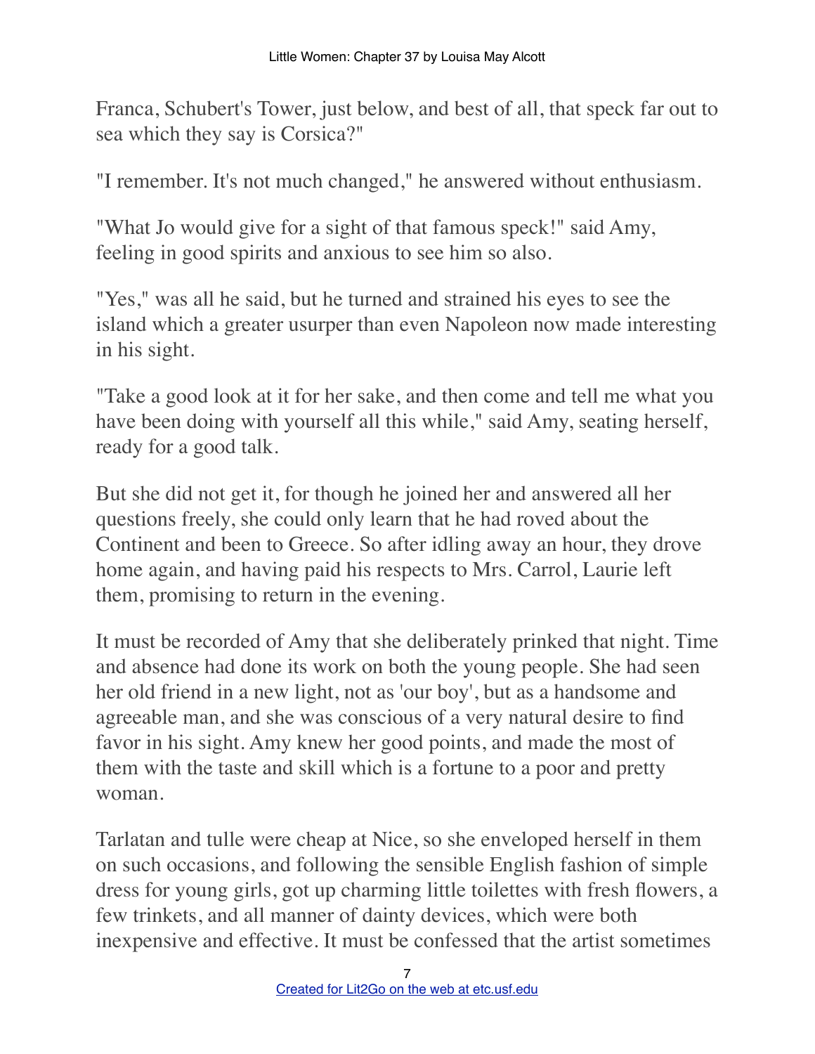Franca, Schubert's Tower, just below, and best of all, that speck far out to sea which they say is Corsica?"

"I remember. It's not much changed," he answered without enthusiasm.

"What Jo would give for a sight of that famous speck!" said Amy, feeling in good spirits and anxious to see him so also.

"Yes," was all he said, but he turned and strained his eyes to see the island which a greater usurper than even Napoleon now made interesting in his sight.

"Take a good look at it for her sake, and then come and tell me what you have been doing with yourself all this while," said Amy, seating herself, ready for a good talk.

But she did not get it, for though he joined her and answered all her questions freely, she could only learn that he had roved about the Continent and been to Greece. So after idling away an hour, they drove home again, and having paid his respects to Mrs. Carrol, Laurie left them, promising to return in the evening.

It must be recorded of Amy that she deliberately prinked that night. Time and absence had done its work on both the young people. She had seen her old friend in a new light, not as 'our boy', but as a handsome and agreeable man, and she was conscious of a very natural desire to find favor in his sight. Amy knew her good points, and made the most of them with the taste and skill which is a fortune to a poor and pretty woman.

Tarlatan and tulle were cheap at Nice, so she enveloped herself in them on such occasions, and following the sensible English fashion of simple dress for young girls, got up charming little toilettes with fresh flowers, a few trinkets, and all manner of dainty devices, which were both inexpensive and effective. It must be confessed that the artist sometimes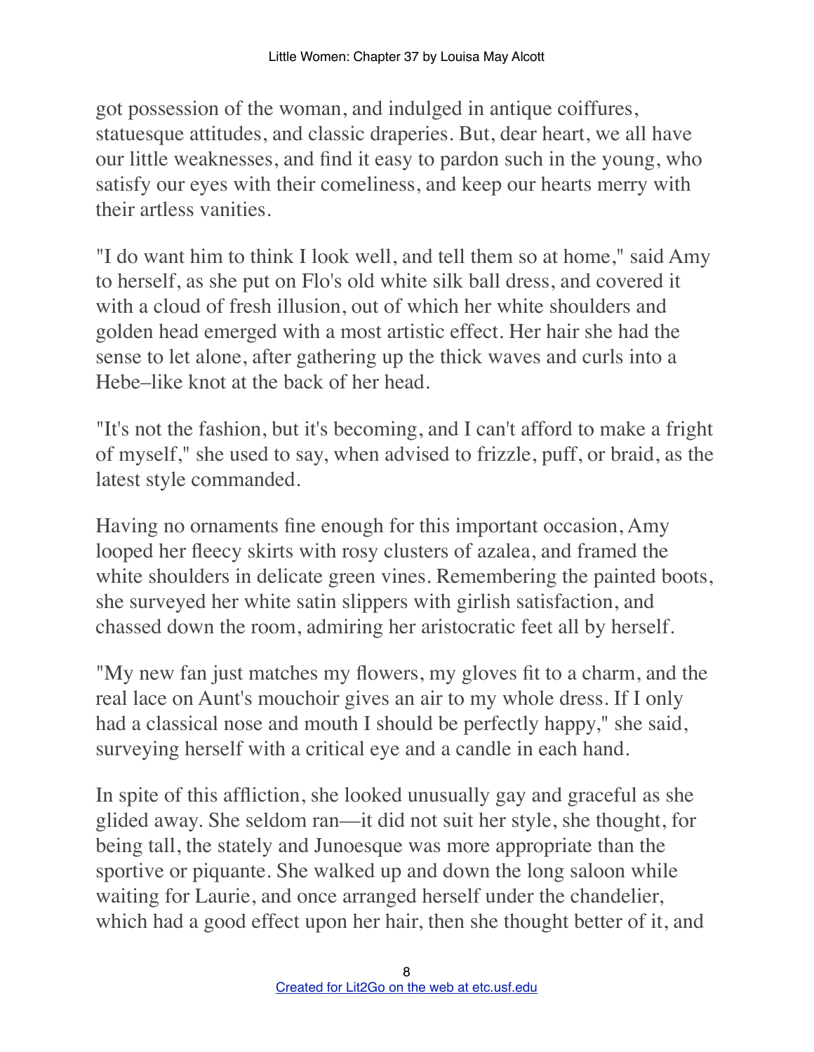got possession of the woman, and indulged in antique coiffures, statuesque attitudes, and classic draperies. But, dear heart, we all have our little weaknesses, and find it easy to pardon such in the young, who satisfy our eyes with their comeliness, and keep our hearts merry with their artless vanities.

"I do want him to think I look well, and tell them so at home," said Amy to herself, as she put on Flo's old white silk ball dress, and covered it with a cloud of fresh illusion, out of which her white shoulders and golden head emerged with a most artistic effect. Her hair she had the sense to let alone, after gathering up the thick waves and curls into a Hebe–like knot at the back of her head.

"It's not the fashion, but it's becoming, and I can't afford to make a fright of myself," she used to say, when advised to frizzle, puff, or braid, as the latest style commanded.

Having no ornaments fine enough for this important occasion, Amy looped her fleecy skirts with rosy clusters of azalea, and framed the white shoulders in delicate green vines. Remembering the painted boots, she surveyed her white satin slippers with girlish satisfaction, and chassed down the room, admiring her aristocratic feet all by herself.

"My new fan just matches my flowers, my gloves fit to a charm, and the real lace on Aunt's mouchoir gives an air to my whole dress. If I only had a classical nose and mouth I should be perfectly happy," she said, surveying herself with a critical eye and a candle in each hand.

In spite of this affliction, she looked unusually gay and graceful as she glided away. She seldom ran—it did not suit her style, she thought, for being tall, the stately and Junoesque was more appropriate than the sportive or piquante. She walked up and down the long saloon while waiting for Laurie, and once arranged herself under the chandelier, which had a good effect upon her hair, then she thought better of it, and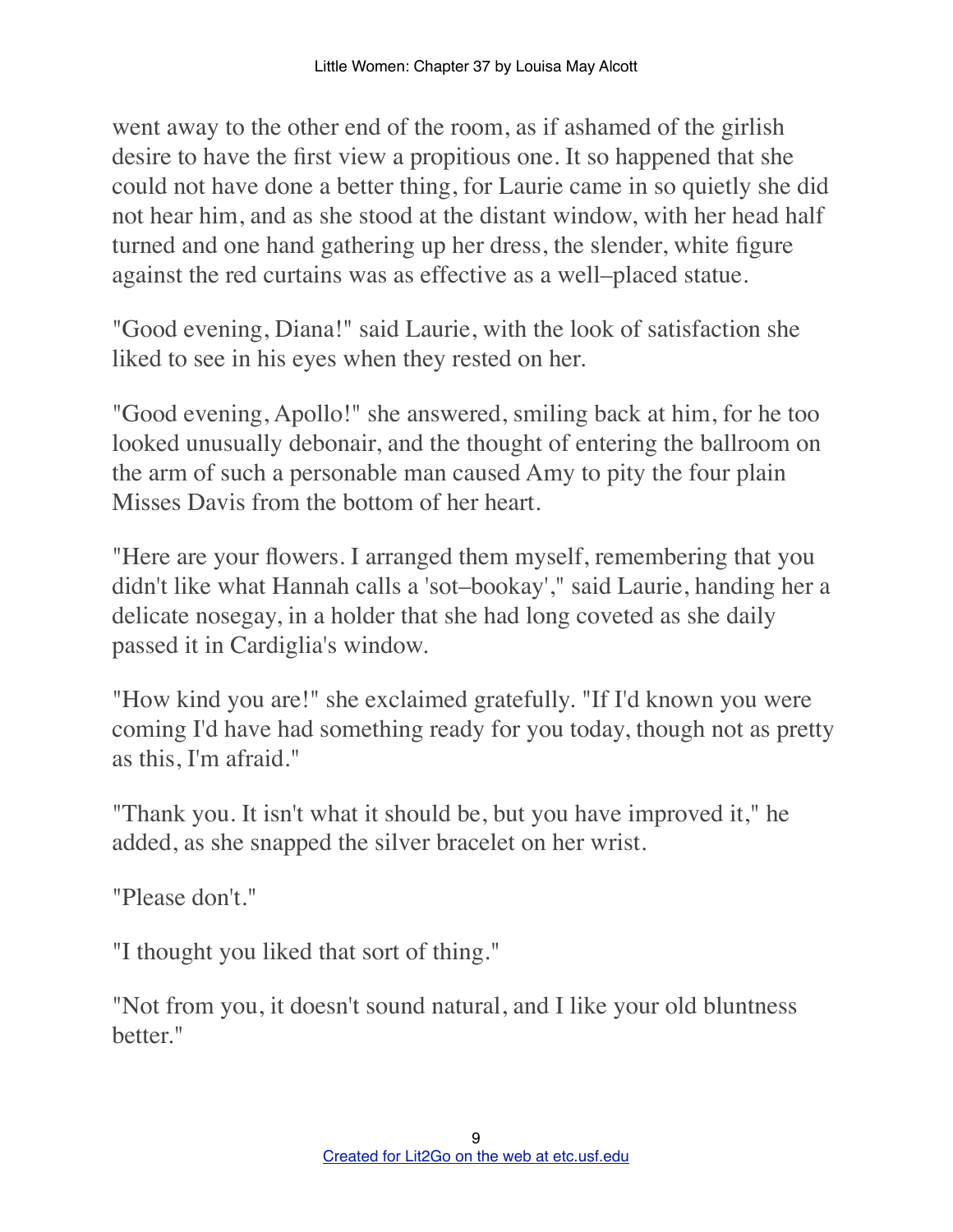went away to the other end of the room, as if ashamed of the girlish desire to have the first view a propitious one. It so happened that she could not have done a better thing, for Laurie came in so quietly she did not hear him, and as she stood at the distant window, with her head half turned and one hand gathering up her dress, the slender, white figure against the red curtains was as effective as a well–placed statue.

"Good evening, Diana!" said Laurie, with the look of satisfaction she liked to see in his eyes when they rested on her.

"Good evening, Apollo!" she answered, smiling back at him, for he too looked unusually debonair, and the thought of entering the ballroom on the arm of such a personable man caused Amy to pity the four plain Misses Davis from the bottom of her heart.

"Here are your flowers. I arranged them myself, remembering that you didn't like what Hannah calls a 'sot–bookay'," said Laurie, handing her a delicate nosegay, in a holder that she had long coveted as she daily passed it in Cardiglia's window.

"How kind you are!" she exclaimed gratefully. "If I'd known you were coming I'd have had something ready for you today, though not as pretty as this, I'm afraid."

"Thank you. It isn't what it should be, but you have improved it," he added, as she snapped the silver bracelet on her wrist.

"Please don't."

"I thought you liked that sort of thing."

"Not from you, it doesn't sound natural, and I like your old bluntness better."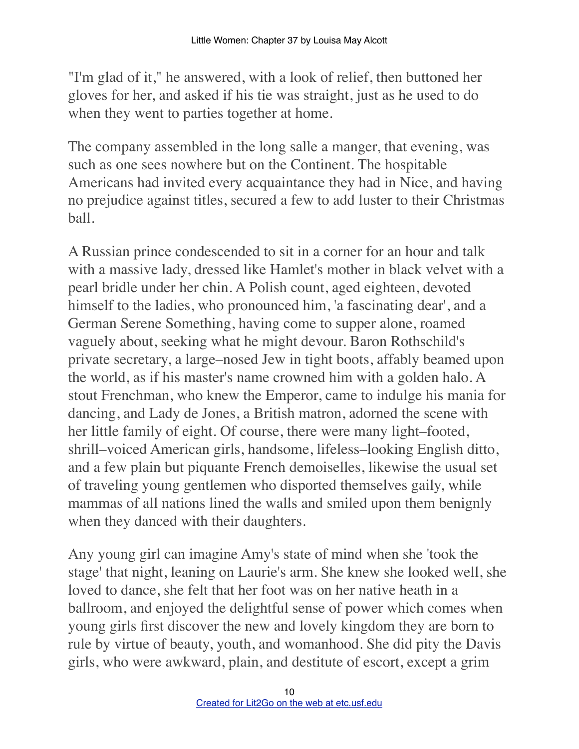"I'm glad of it," he answered, with a look of relief, then buttoned her gloves for her, and asked if his tie was straight, just as he used to do when they went to parties together at home.

The company assembled in the long salle a manger, that evening, was such as one sees nowhere but on the Continent. The hospitable Americans had invited every acquaintance they had in Nice, and having no prejudice against titles, secured a few to add luster to their Christmas ball.

A Russian prince condescended to sit in a corner for an hour and talk with a massive lady, dressed like Hamlet's mother in black velvet with a pearl bridle under her chin. A Polish count, aged eighteen, devoted himself to the ladies, who pronounced him, 'a fascinating dear', and a German Serene Something, having come to supper alone, roamed vaguely about, seeking what he might devour. Baron Rothschild's private secretary, a large–nosed Jew in tight boots, affably beamed upon the world, as if his master's name crowned him with a golden halo. A stout Frenchman, who knew the Emperor, came to indulge his mania for dancing, and Lady de Jones, a British matron, adorned the scene with her little family of eight. Of course, there were many light–footed, shrill–voiced American girls, handsome, lifeless–looking English ditto, and a few plain but piquante French demoiselles, likewise the usual set of traveling young gentlemen who disported themselves gaily, while mammas of all nations lined the walls and smiled upon them benignly when they danced with their daughters.

Any young girl can imagine Amy's state of mind when she 'took the stage' that night, leaning on Laurie's arm. She knew she looked well, she loved to dance, she felt that her foot was on her native heath in a ballroom, and enjoyed the delightful sense of power which comes when young girls first discover the new and lovely kingdom they are born to rule by virtue of beauty, youth, and womanhood. She did pity the Davis girls, who were awkward, plain, and destitute of escort, except a grim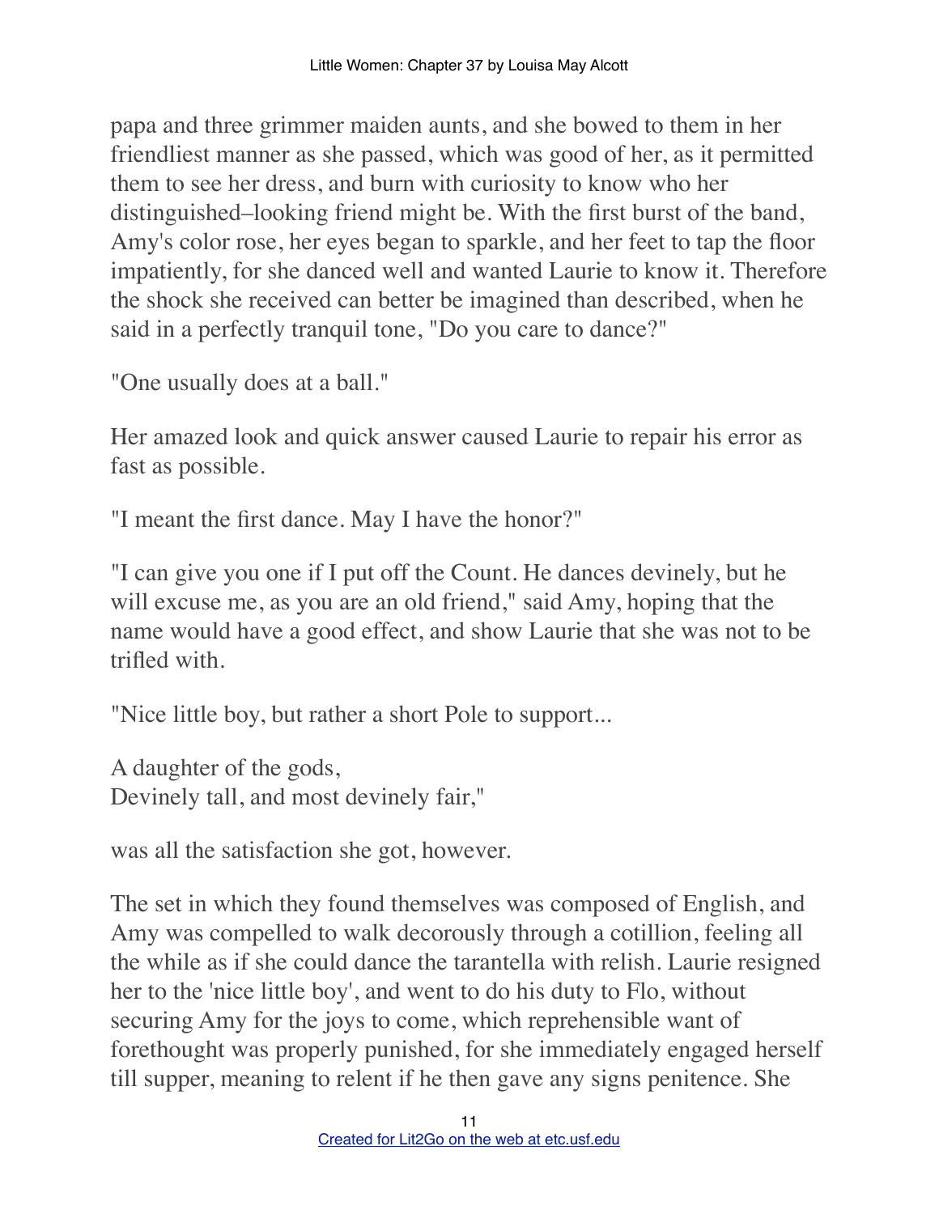papa and three grimmer maiden aunts, and she bowed to them in her friendliest manner as she passed, which was good of her, as it permitted them to see her dress, and burn with curiosity to know who her distinguished–looking friend might be. With the first burst of the band, Amy's color rose, her eyes began to sparkle, and her feet to tap the floor impatiently, for she danced well and wanted Laurie to know it. Therefore the shock she received can better be imagined than described, when he said in a perfectly tranquil tone, "Do you care to dance?"

"One usually does at a ball."

Her amazed look and quick answer caused Laurie to repair his error as fast as possible.

"I meant the first dance. May I have the honor?"

"I can give you one if I put off the Count. He dances devinely, but he will excuse me, as you are an old friend," said Amy, hoping that the name would have a good effect, and show Laurie that she was not to be trifled with.

"Nice little boy, but rather a short Pole to support...

A daughter of the gods,
Devinely tall, and most devinely fair,"

was all the satisfaction she got, however.

The set in which they found themselves was composed of English, and Amy was compelled to walk decorously through a cotillion, feeling all the while as if she could dance the tarantella with relish. Laurie resigned her to the 'nice little boy', and went to do his duty to Flo, without securing Amy for the joys to come, which reprehensible want of forethought was properly punished, for she immediately engaged herself till supper, meaning to relent if he then gave any signs penitence. She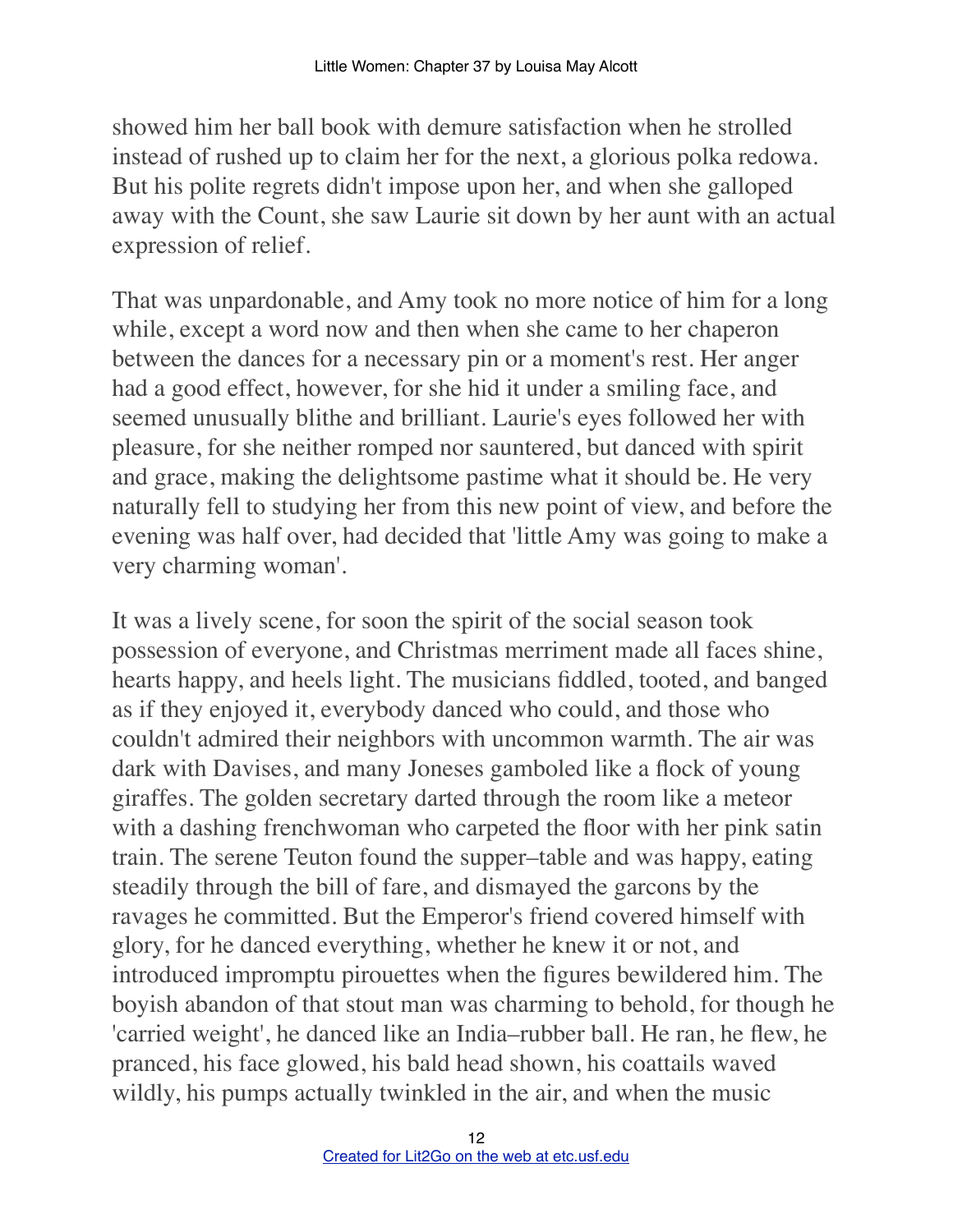showed him her ball book with demure satisfaction when he strolled instead of rushed up to claim her for the next, a glorious polka redowa. But his polite regrets didn't impose upon her, and when she galloped away with the Count, she saw Laurie sit down by her aunt with an actual expression of relief.

That was unpardonable, and Amy took no more notice of him for a long while, except a word now and then when she came to her chaperon between the dances for a necessary pin or a moment's rest. Her anger had a good effect, however, for she hid it under a smiling face, and seemed unusually blithe and brilliant. Laurie's eyes followed her with pleasure, for she neither romped nor sauntered, but danced with spirit and grace, making the delightsome pastime what it should be. He very naturally fell to studying her from this new point of view, and before the evening was half over, had decided that 'little Amy was going to make a very charming woman'.

It was a lively scene, for soon the spirit of the social season took possession of everyone, and Christmas merriment made all faces shine, hearts happy, and heels light. The musicians fiddled, tooted, and banged as if they enjoyed it, everybody danced who could, and those who couldn't admired their neighbors with uncommon warmth. The air was dark with Davises, and many Joneses gamboled like a flock of young giraffes. The golden secretary darted through the room like a meteor with a dashing frenchwoman who carpeted the floor with her pink satin train. The serene Teuton found the supper–table and was happy, eating steadily through the bill of fare, and dismayed the garcons by the ravages he committed. But the Emperor's friend covered himself with glory, for he danced everything, whether he knew it or not, and introduced impromptu pirouettes when the figures bewildered him. The boyish abandon of that stout man was charming to behold, for though he 'carried weight', he danced like an India–rubber ball. He ran, he flew, he pranced, his face glowed, his bald head shown, his coattails waved wildly, his pumps actually twinkled in the air, and when the music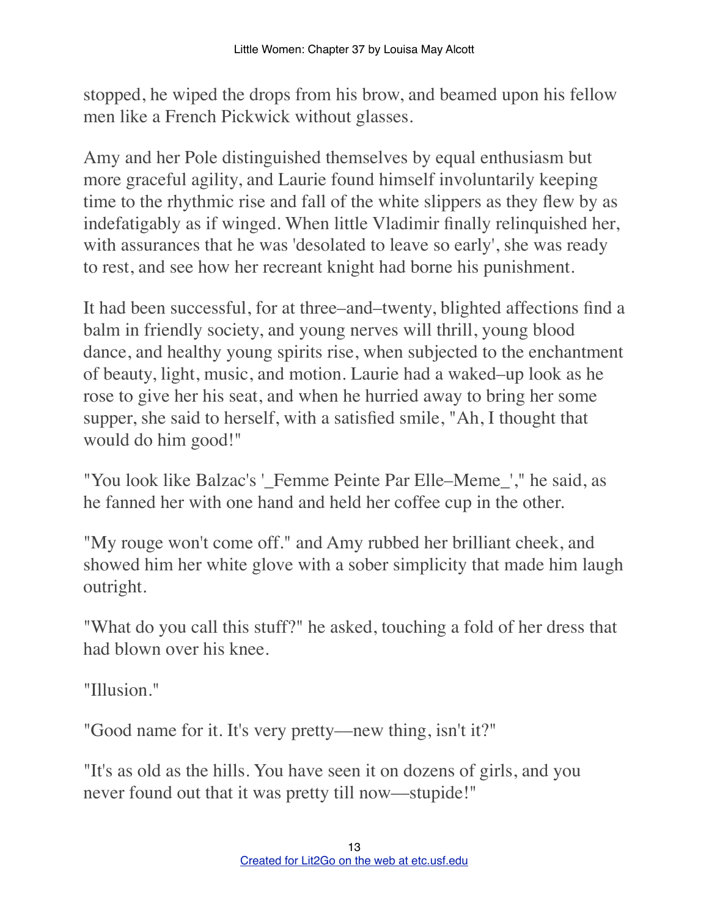stopped, he wiped the drops from his brow, and beamed upon his fellow men like a French Pickwick without glasses.

Amy and her Pole distinguished themselves by equal enthusiasm but more graceful agility, and Laurie found himself involuntarily keeping time to the rhythmic rise and fall of the white slippers as they flew by as indefatigably as if winged. When little Vladimir finally relinquished her, with assurances that he was 'desolated to leave so early', she was ready to rest, and see how her recreant knight had borne his punishment.

It had been successful, for at three–and–twenty, blighted affections find a balm in friendly society, and young nerves will thrill, young blood dance, and healthy young spirits rise, when subjected to the enchantment of beauty, light, music, and motion. Laurie had a waked–up look as he rose to give her his seat, and when he hurried away to bring her some supper, she said to herself, with a satisfied smile, "Ah, I thought that would do him good!"

"You look like Balzac's '_Femme Peinte Par Elle–Meme_'," he said, as he fanned her with one hand and held her coffee cup in the other.

"My rouge won't come off." and Amy rubbed her brilliant cheek, and showed him her white glove with a sober simplicity that made him laugh outright.

"What do you call this stuff?" he asked, touching a fold of her dress that had blown over his knee.

"Illusion."

"Good name for it. It's very pretty—new thing, isn't it?"

"It's as old as the hills. You have seen it on dozens of girls, and you never found out that it was pretty till now—stupide!"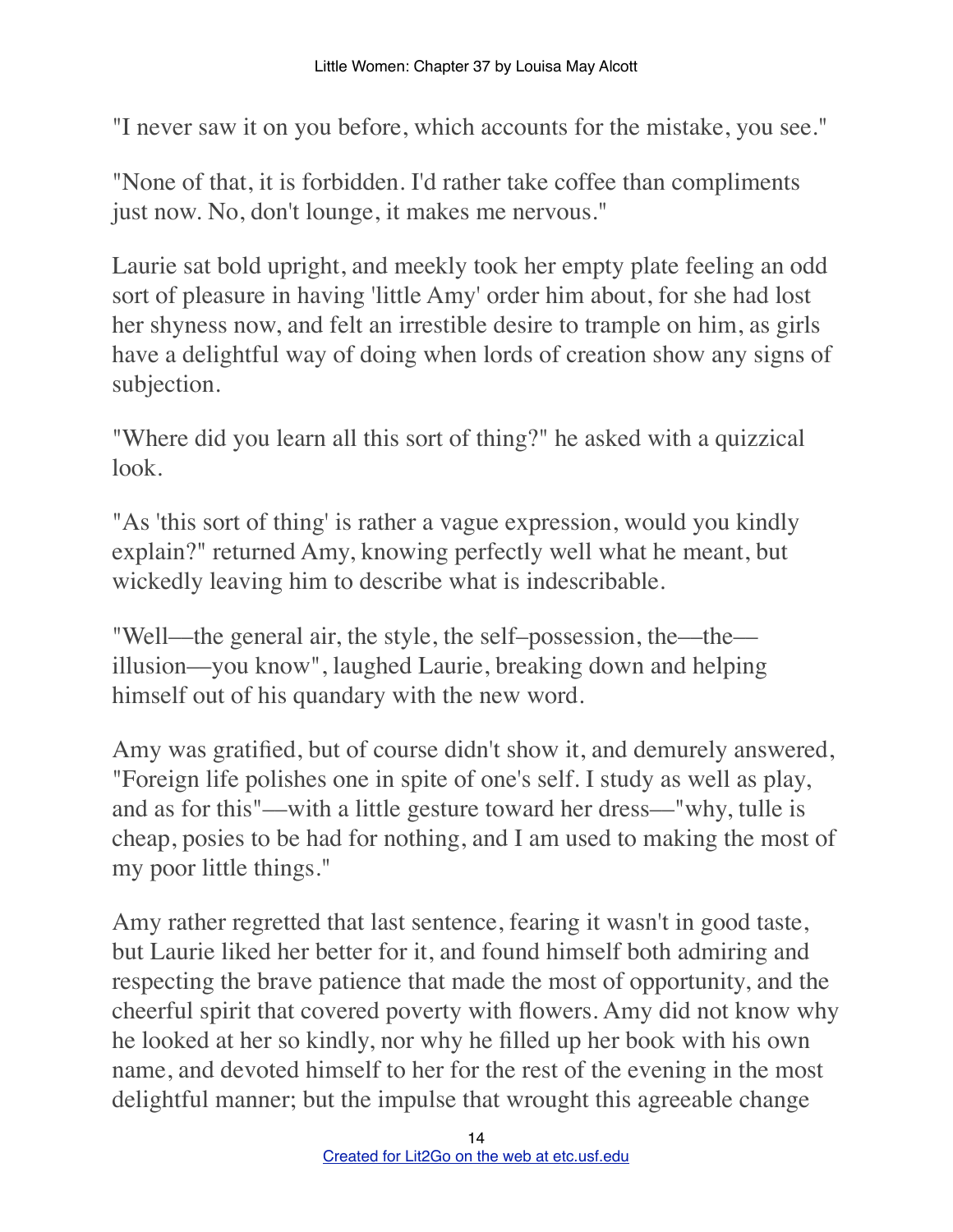"I never saw it on you before, which accounts for the mistake, you see."

"None of that, it is forbidden. I'd rather take coffee than compliments just now. No, don't lounge, it makes me nervous."

Laurie sat bold upright, and meekly took her empty plate feeling an odd sort of pleasure in having 'little Amy' order him about, for she had lost her shyness now, and felt an irrestible desire to trample on him, as girls have a delightful way of doing when lords of creation show any signs of subjection.

"Where did you learn all this sort of thing?" he asked with a quizzical look.

"As 'this sort of thing' is rather a vague expression, would you kindly explain?" returned Amy, knowing perfectly well what he meant, but wickedly leaving him to describe what is indescribable.

"Well—the general air, the style, the self–possession, the—the—illusion—you know", laughed Laurie, breaking down and helping himself out of his quandary with the new word.

Amy was gratified, but of course didn't show it, and demurely answered, "Foreign life polishes one in spite of one's self. I study as well as play, and as for this"—with a little gesture toward her dress—"why, tulle is cheap, posies to be had for nothing, and I am used to making the most of my poor little things."

Amy rather regretted that last sentence, fearing it wasn't in good taste, but Laurie liked her better for it, and found himself both admiring and respecting the brave patience that made the most of opportunity, and the cheerful spirit that covered poverty with flowers. Amy did not know why he looked at her so kindly, nor why he filled up her book with his own name, and devoted himself to her for the rest of the evening in the most delightful manner; but the impulse that wrought this agreeable change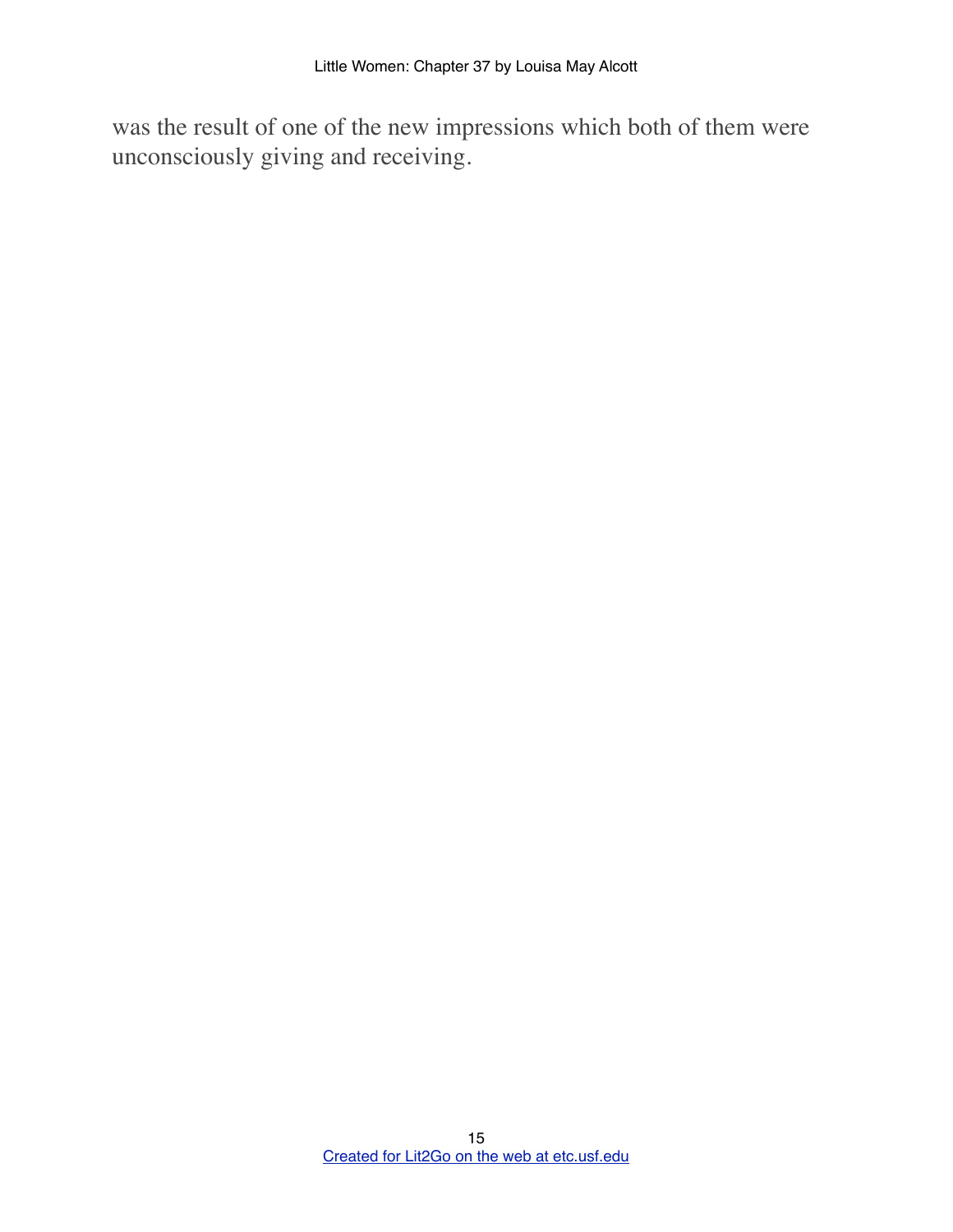was the result of one of the new impressions which both of them were unconsciously giving and receiving.